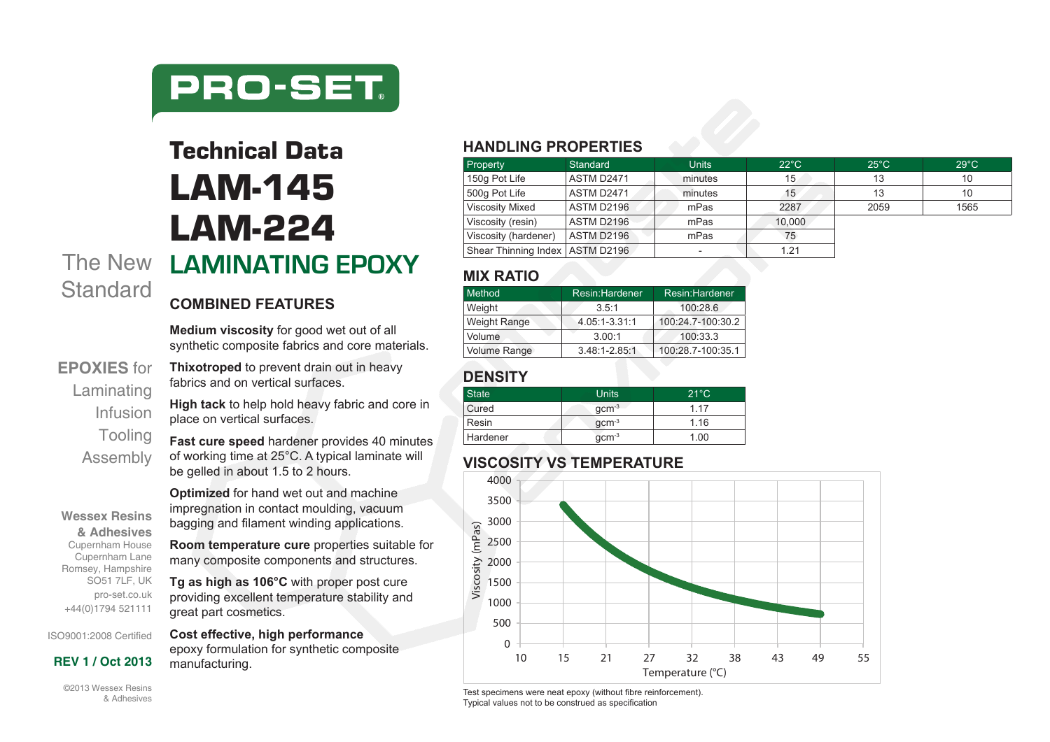PRO-SET®

# Technical Data

# LAM-145
# LAM-224
## LAMINATING EPOXY

The New Standard

**EPOXIES** for
Laminating
Infusion
Tooling
Assembly

### COMBINED FEATURES

**Medium viscosity** for good wet out of all synthetic composite fabrics and core materials.

**Thixotroped** to prevent drain out in heavy fabrics and on vertical surfaces.

**High tack** to help hold heavy fabric and core in place on vertical surfaces.

**Fast cure speed** hardener provides 40 minutes of working time at 25°C. A typical laminate will be gelled in about 1.5 to 2 hours.

**Optimized** for hand wet out and machine impregnation in contact moulding, vacuum bagging and filament winding applications.

**Room temperature cure** properties suitable for many composite components and structures.

**Tg as high as 106°C** with proper post cure providing excellent temperature stability and great part cosmetics.

**Cost effective, high performance** epoxy formulation for synthetic composite manufacturing.

### HANDLING PROPERTIES

| Property | Standard | Units | 22°C | 25°C | 29°C |
|---|---|---|---|---|---|
| 150g Pot Life | ASTM D2471 | minutes | 15 | 13 | 10 |
| 500g Pot Life | ASTM D2471 | minutes | 15 | 13 | 10 |
| Viscosity Mixed | ASTM D2196 | mPas | 2287 | 2059 | 1565 |
| Viscosity (resin) | ASTM D2196 | mPas | 10,000 | | |
| Viscosity (hardener) | ASTM D2196 | mPas | 75 | | |
| Shear Thinning Index | ASTM D2196 | - | 1.21 | | |

### MIX RATIO

| Method | Resin:Hardener | Resin:Hardener |
|---|---|---|
| Weight | 3.5:1 | 100:28.6 |
| Weight Range | 4.05:1-3.31:1 | 100:24.7-100:30.2 |
| Volume | 3.00:1 | 100:33.3 |
| Volume Range | 3.48:1-2.85:1 | 100:28.7-100:35.1 |

### DENSITY

| State | Units | 21°C |
|---|---|---|
| Cured | $gcm^{-3}$ | 1.17 |
| Resin | $gcm^{-3}$ | 1.16 |
| Hardener | $gcm^{-3}$ | 1.00 |

### VISCOSITY VS TEMPERATURE

Test specimens were neat epoxy (without fibre reinforcement).
Typical values not to be construed as specification

**Wessex Resins & Adhesives**
Cupernham House
Cupernham Lane
Romsey, Hampshire
SO51 7LF, UK
pro-set.co.uk
+44(0)1794 521111

ISO9001:2008 Certified

**REV 1 / Oct 2013**

©2013 Wessex Resins & Adhesives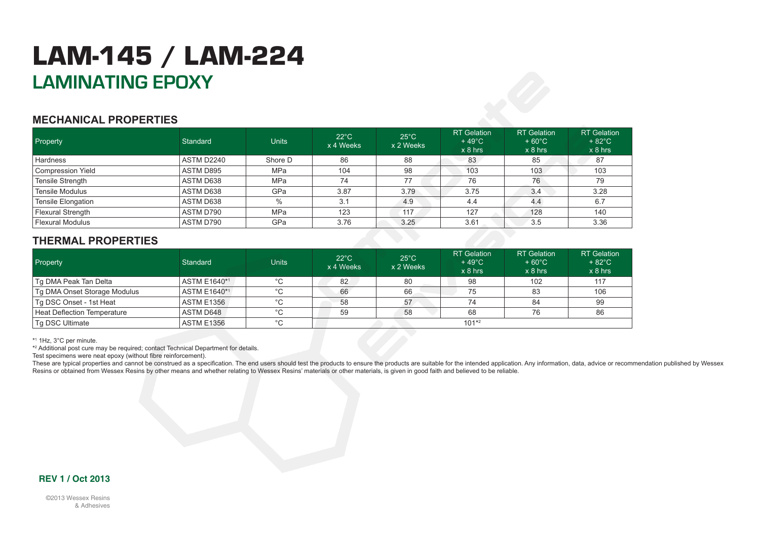# LAM-145 / LAM-224

## LAMINATING EPOXY

### MECHANICAL PROPERTIES

| Property | Standard | Units | 22°C x 4 Weeks | 25°C x 2 Weeks | RT Gelation + 49°C x 8 hrs | RT Gelation + 60°C x 8 hrs | RT Gelation + 82°C x 8 hrs |
|---|---|---|---|---|---|---|---|
| Hardness | ASTM D2240 | Shore D | 86 | 88 | 83 | 85 | 87 |
| Compression Yield | ASTM D895 | MPa | 104 | 98 | 103 | 103 | 103 |
| Tensile Strength | ASTM D638 | MPa | 74 | 77 | 76 | 76 | 79 |
| Tensile Modulus | ASTM D638 | GPa | 3.87 | 3.79 | 3.75 | 3.4 | 3.28 |
| Tensile Elongation | ASTM D638 | % | 3.1 | 4.9 | 4.4 | 4.4 | 6.7 |
| Flexural Strength | ASTM D790 | MPa | 123 | 117 | 127 | 128 | 140 |
| Flexural Modulus | ASTM D790 | GPa | 3.76 | 3.25 | 3.61 | 3.5 | 3.36 |

### THERMAL PROPERTIES

| Property | Standard | Units | 22°C x 4 Weeks | 25°C x 2 Weeks | RT Gelation + 49°C x 8 hrs | RT Gelation + 60°C x 8 hrs | RT Gelation + 82°C x 8 hrs |
|---|---|---|---|---|---|---|---|
| Tg DMA Peak Tan Delta | ASTM E1640*1 | °C | 82 | 80 | 98 | 102 | 117 |
| Tg DMA Onset Storage Modulus | ASTM E1640*1 | °C | 66 | 66 | 75 | 83 | 106 |
| Tg DSC Onset - 1st Heat | ASTM E1356 | °C | 58 | 57 | 74 | 84 | 99 |
| Heat Deflection Temperature | ASTM D648 | °C | 59 | 58 | 68 | 76 | 86 |
| Tg DSC Ultimate | ASTM E1356 | °C | 101*2 | | | | |

*1 1Hz, 3°C per minute.

*2 Additional post cure may be required; contact Technical Department for details.

Test specimens were neat epoxy (without fibre reinforcement).

These are typical properties and cannot be construed as a specification. The end users should test the products to ensure the products are suitable for the intended application. Any information, data, advice or recommendation published by Wessex Resins or obtained from Wessex Resins by other means and whether relating to Wessex Resins' materials or other materials, is given in good faith and believed to be reliable.

**REV 1 / Oct 2013**

©2013 Wessex Resins & Adhesives